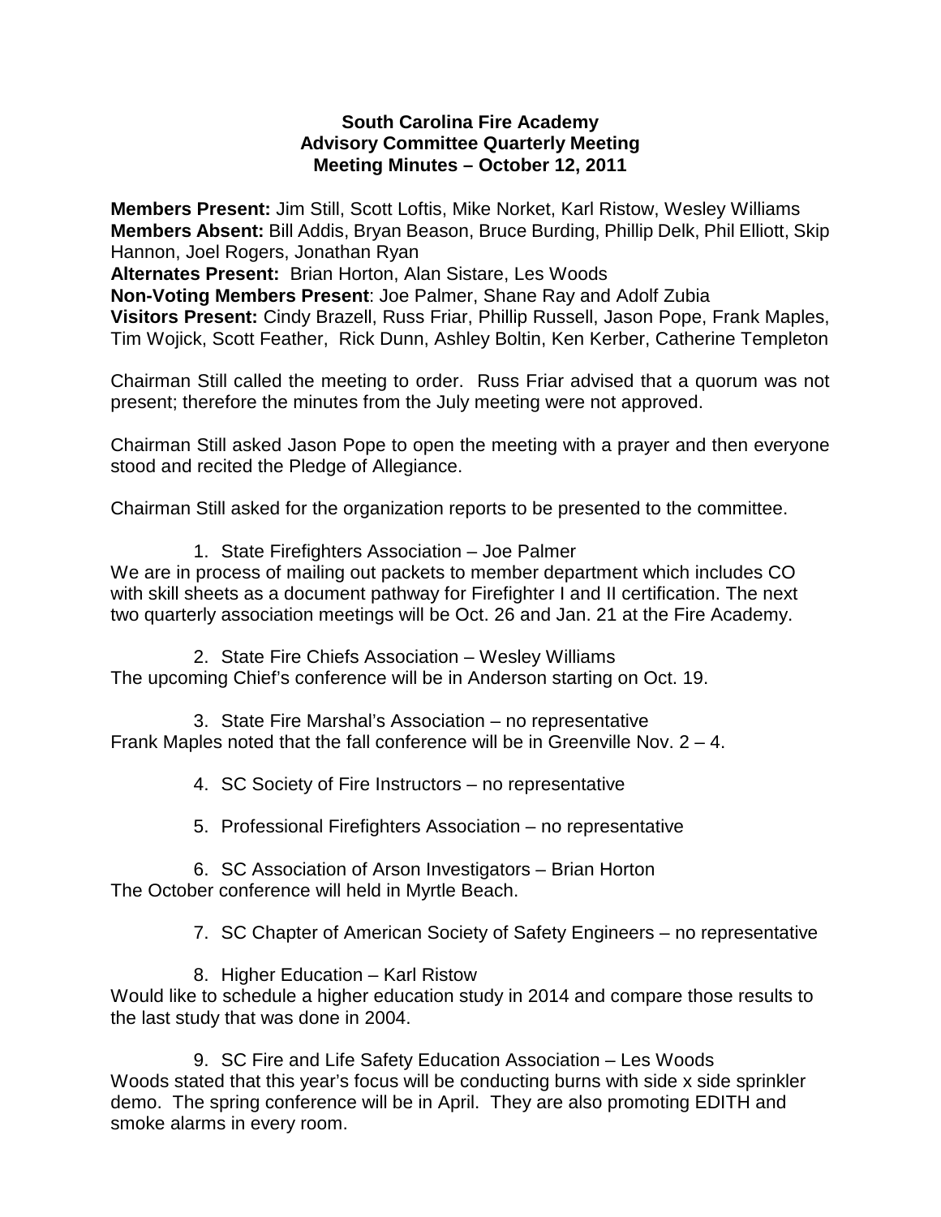**South Carolina Fire Academy**
**Advisory Committee Quarterly Meeting**
**Meeting Minutes – October 12, 2011**

**Members Present:** Jim Still, Scott Loftis, Mike Norket, Karl Ristow, Wesley Williams
**Members Absent:** Bill Addis, Bryan Beason, Bruce Burding, Phillip Delk, Phil Elliott, Skip Hannon, Joel Rogers, Jonathan Ryan
**Alternates Present:** Brian Horton, Alan Sistare, Les Woods
**Non-Voting Members Present**: Joe Palmer, Shane Ray and Adolf Zubia
**Visitors Present:** Cindy Brazell, Russ Friar, Phillip Russell, Jason Pope, Frank Maples, Tim Wojick, Scott Feather, Rick Dunn, Ashley Boltin, Ken Kerber, Catherine Templeton

Chairman Still called the meeting to order. Russ Friar advised that a quorum was not present; therefore the minutes from the July meeting were not approved.

Chairman Still asked Jason Pope to open the meeting with a prayer and then everyone stood and recited the Pledge of Allegiance.

Chairman Still asked for the organization reports to be presented to the committee.

1. State Firefighters Association – Joe Palmer

We are in process of mailing out packets to member department which includes CO with skill sheets as a document pathway for Firefighter I and II certification. The next two quarterly association meetings will be Oct. 26 and Jan. 21 at the Fire Academy.

2. State Fire Chiefs Association – Wesley Williams

The upcoming Chief's conference will be in Anderson starting on Oct. 19.

3. State Fire Marshal's Association – no representative

Frank Maples noted that the fall conference will be in Greenville Nov. 2 – 4.

4. SC Society of Fire Instructors – no representative

5. Professional Firefighters Association – no representative

6. SC Association of Arson Investigators – Brian Horton

The October conference will held in Myrtle Beach.

7. SC Chapter of American Society of Safety Engineers – no representative

8. Higher Education – Karl Ristow

Would like to schedule a higher education study in 2014 and compare those results to the last study that was done in 2004.

9. SC Fire and Life Safety Education Association – Les Woods

Woods stated that this year's focus will be conducting burns with side x side sprinkler demo. The spring conference will be in April. They are also promoting EDITH and smoke alarms in every room.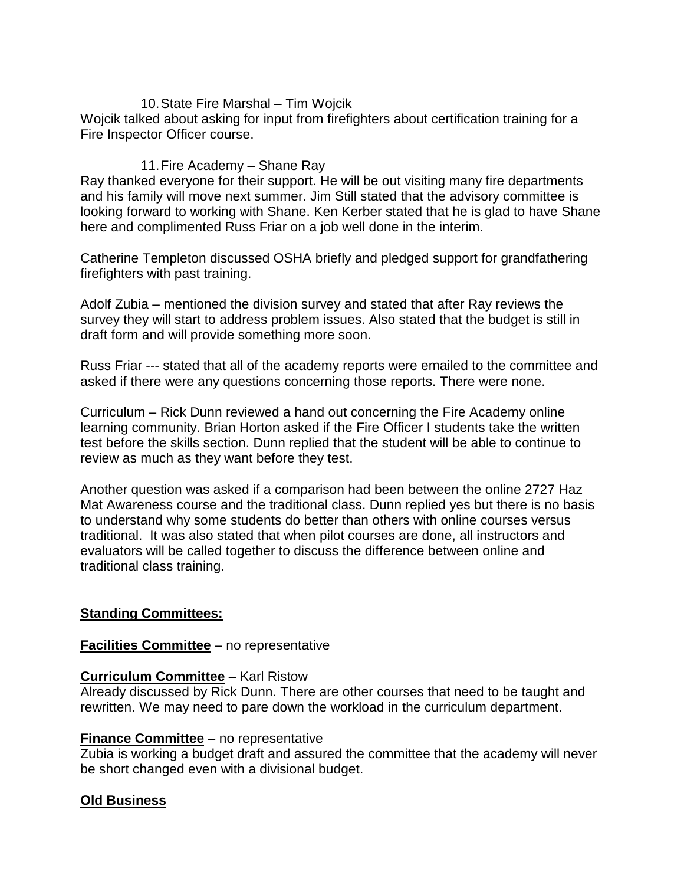10. State Fire Marshal – Tim Wojcik

Wojcik talked about asking for input from firefighters about certification training for a Fire Inspector Officer course.

11. Fire Academy – Shane Ray

Ray thanked everyone for their support. He will be out visiting many fire departments and his family will move next summer. Jim Still stated that the advisory committee is looking forward to working with Shane. Ken Kerber stated that he is glad to have Shane here and complimented Russ Friar on a job well done in the interim.

Catherine Templeton discussed OSHA briefly and pledged support for grandfathering firefighters with past training.

Adolf Zubia – mentioned the division survey and stated that after Ray reviews the survey they will start to address problem issues. Also stated that the budget is still in draft form and will provide something more soon.

Russ Friar --- stated that all of the academy reports were emailed to the committee and asked if there were any questions concerning those reports. There were none.

Curriculum – Rick Dunn reviewed a hand out concerning the Fire Academy online learning community. Brian Horton asked if the Fire Officer I students take the written test before the skills section. Dunn replied that the student will be able to continue to review as much as they want before they test.

Another question was asked if a comparison had been between the online 2727 Haz Mat Awareness course and the traditional class. Dunn replied yes but there is no basis to understand why some students do better than others with online courses versus traditional. It was also stated that when pilot courses are done, all instructors and evaluators will be called together to discuss the difference between online and traditional class training.

**Standing Committees:**

**Facilities Committee** – no representative

**Curriculum Committee** – Karl Ristow

Already discussed by Rick Dunn. There are other courses that need to be taught and rewritten. We may need to pare down the workload in the curriculum department.

**Finance Committee** – no representative

Zubia is working a budget draft and assured the committee that the academy will never be short changed even with a divisional budget.

**Old Business**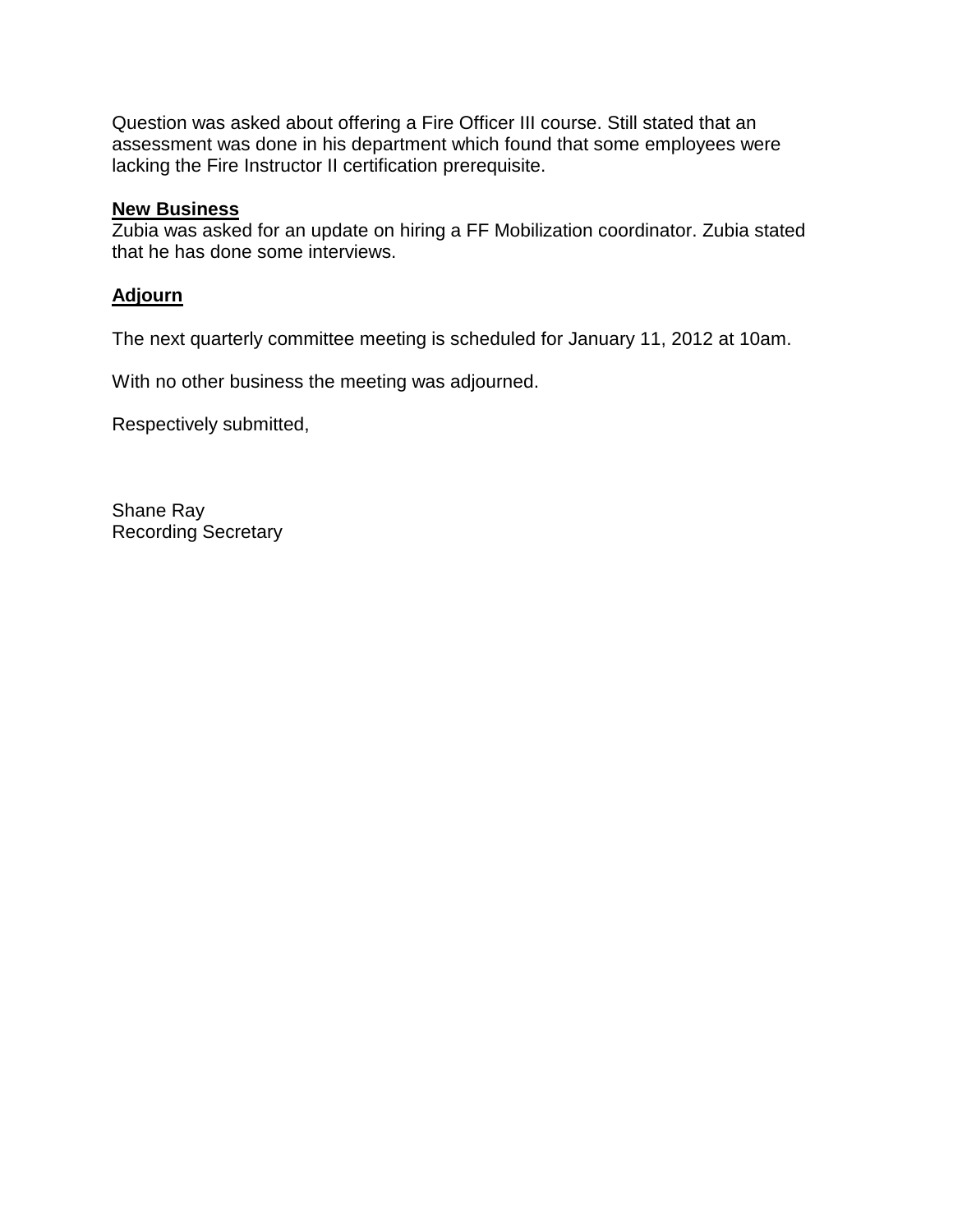Question was asked about offering a Fire Officer III course. Still stated that an assessment was done in his department which found that some employees were lacking the Fire Instructor II certification prerequisite.

**New Business**

Zubia was asked for an update on hiring a FF Mobilization coordinator. Zubia stated that he has done some interviews.

**Adjourn**

The next quarterly committee meeting is scheduled for January 11, 2012 at 10am.

With no other business the meeting was adjourned.

Respectively submitted,

Shane Ray
Recording Secretary